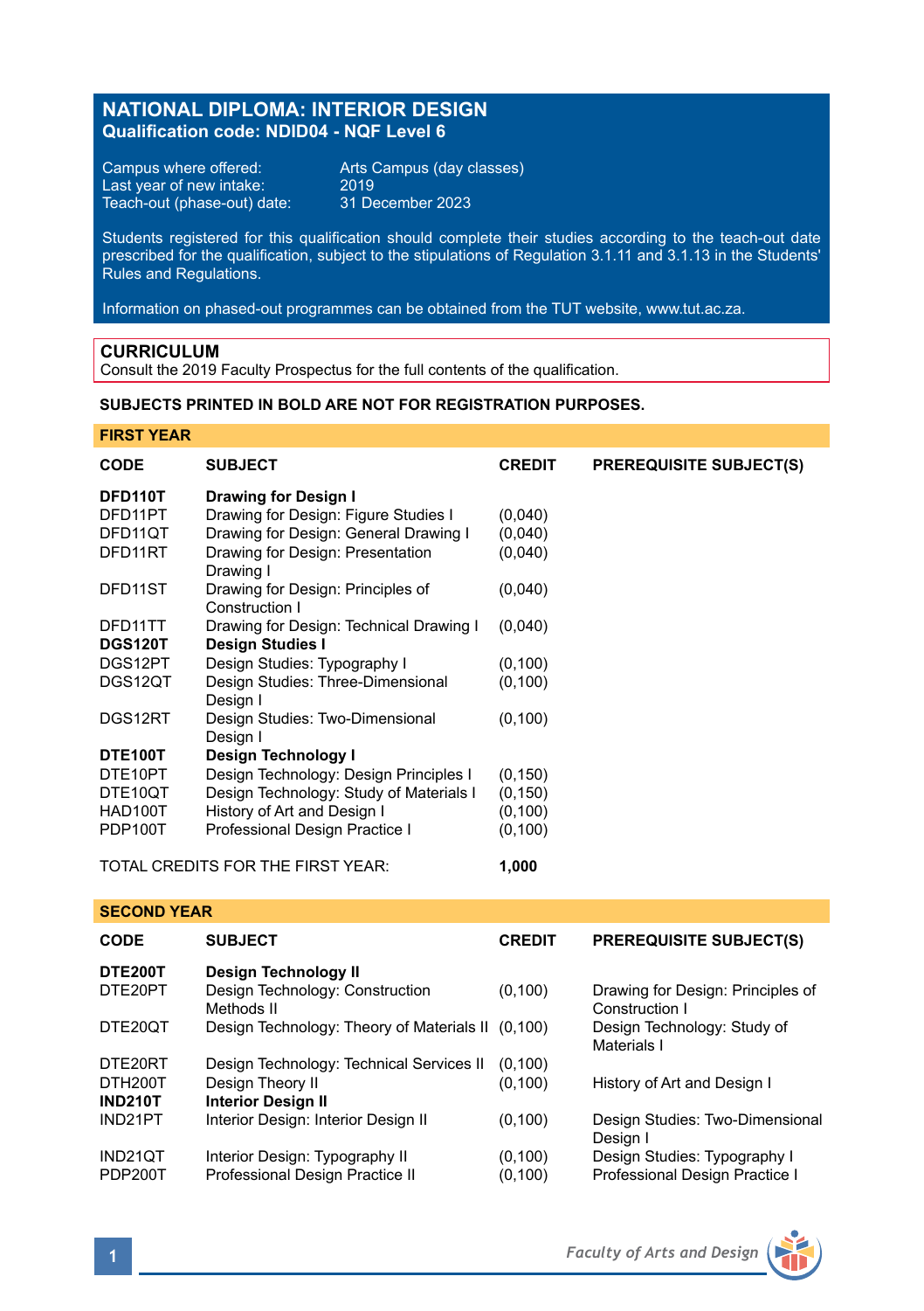# NATIONAL DIPLOMA: INTERIOR DESIGN
**Qualification code: NDID04 - NQF Level 6**

Campus where offered: Arts Campus (day classes)
Last year of new intake: 2019
Teach-out (phase-out) date: 31 December 2023

Students registered for this qualification should complete their studies according to the teach-out date prescribed for the qualification, subject to the stipulations of Regulation 3.1.11 and 3.1.13 in the Students' Rules and Regulations.

Information on phased-out programmes can be obtained from the TUT website, www.tut.ac.za.

## CURRICULUM
Consult the 2019 Faculty Prospectus for the full contents of the qualification.

**SUBJECTS PRINTED IN BOLD ARE NOT FOR REGISTRATION PURPOSES.**

### FIRST YEAR

| CODE | SUBJECT | CREDIT | PREREQUISITE SUBJECT(S) |
|---|---|---|---|
| **DFD110T** | **Drawing for Design I** | | |
| DFD11PT | Drawing for Design: Figure Studies I | (0,040) | |
| DFD11QT | Drawing for Design: General Drawing I | (0,040) | |
| DFD11RT | Drawing for Design: Presentation Drawing I | (0,040) | |
| DFD11ST | Drawing for Design: Principles of Construction I | (0,040) | |
| DFD11TT | Drawing for Design: Technical Drawing I | (0,040) | |
| **DGS120T** | **Design Studies I** | | |
| DGS12PT | Design Studies: Typography I | (0,100) | |
| DGS12QT | Design Studies: Three-Dimensional Design I | (0,100) | |
| DGS12RT | Design Studies: Two-Dimensional Design I | (0,100) | |
| **DTE100T** | **Design Technology I** | | |
| DTE10PT | Design Technology: Design Principles I | (0,150) | |
| DTE10QT | Design Technology: Study of Materials I | (0,150) | |
| HAD100T | History of Art and Design I | (0,100) | |
| PDP100T | Professional Design Practice I | (0,100) | |
| | TOTAL CREDITS FOR THE FIRST YEAR: | **1,000** | |

### SECOND YEAR

| CODE | SUBJECT | CREDIT | PREREQUISITE SUBJECT(S) |
|---|---|---|---|
| **DTE200T** | **Design Technology II** | | |
| DTE20PT | Design Technology: Construction Methods II | (0,100) | Drawing for Design: Principles of Construction I |
| DTE20QT | Design Technology: Theory of Materials II | (0,100) | Design Technology: Study of Materials I |
| DTE20RT | Design Technology: Technical Services II | (0,100) | |
| DTH200T | Design Theory II | (0,100) | History of Art and Design I |
| **IND210T** | **Interior Design II** | | |
| IND21PT | Interior Design: Interior Design II | (0,100) | Design Studies: Two-Dimensional Design I |
| IND21QT | Interior Design: Typography II | (0,100) | Design Studies: Typography I |
| PDP200T | Professional Design Practice II | (0,100) | Professional Design Practice I |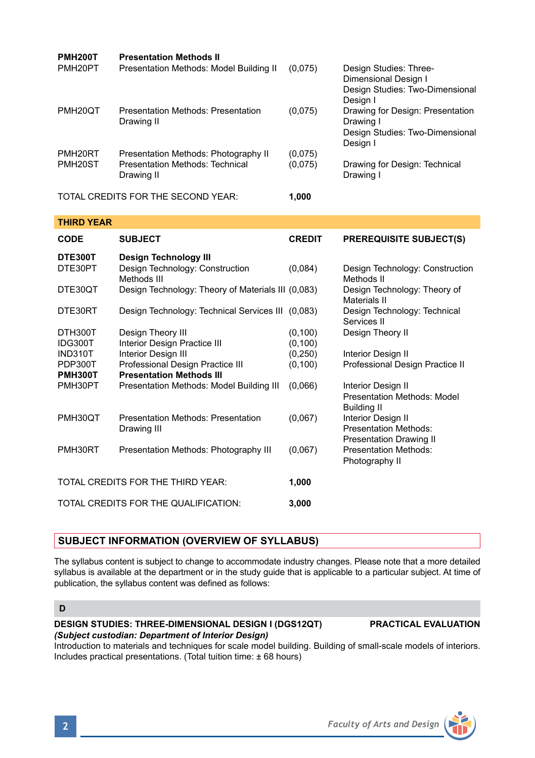| | | | |
|---|---|---|---|
| **PMH200T** | **Presentation Methods II** | | |
| PMH20PT | Presentation Methods: Model Building II | (0,075) | Design Studies: Three-Dimensional Design I<br>Design Studies: Two-Dimensional Design I |
| PMH20QT | Presentation Methods: Presentation Drawing II | (0,075) | Drawing for Design: Presentation Drawing I<br>Design Studies: Two-Dimensional Design I |
| PMH20RT | Presentation Methods: Photography II | (0,075) | |
| PMH20ST | Presentation Methods: Technical Drawing II | (0,075) | Drawing for Design: Technical Drawing I |

TOTAL CREDITS FOR THE SECOND YEAR: **1,000**

## THIRD YEAR

| CODE | SUBJECT | CREDIT | PREREQUISITE SUBJECT(S) |
|---|---|---|---|
| **DTE300T** | **Design Technology III** | | |
| DTE30PT | Design Technology: Construction Methods III | (0,084) | Design Technology: Construction Methods II |
| DTE30QT | Design Technology: Theory of Materials III | (0,083) | Design Technology: Theory of Materials II |
| DTE30RT | Design Technology: Technical Services III | (0,083) | Design Technology: Technical Services II |
| DTH300T | Design Theory III | (0,100) | Design Theory II |
| IDG300T | Interior Design Practice III | (0,100) | |
| IND310T | Interior Design III | (0,250) | Interior Design II |
| PDP300T | Professional Design Practice III | (0,100) | Professional Design Practice II |
| **PMH300T** | **Presentation Methods III** | | |
| PMH30PT | Presentation Methods: Model Building III | (0,066) | Interior Design II<br>Presentation Methods: Model Building II |
| PMH30QT | Presentation Methods: Presentation Drawing III | (0,067) | Interior Design II<br>Presentation Methods: Presentation Drawing II |
| PMH30RT | Presentation Methods: Photography III | (0,067) | Presentation Methods: Photography II |

TOTAL CREDITS FOR THE THIRD YEAR: **1,000**

TOTAL CREDITS FOR THE QUALIFICATION: **3,000**

## SUBJECT INFORMATION (OVERVIEW OF SYLLABUS)

The syllabus content is subject to change to accommodate industry changes. Please note that a more detailed syllabus is available at the department or in the study guide that is applicable to a particular subject. At time of publication, the syllabus content was defined as follows:

### D

**DESIGN STUDIES: THREE-DIMENSIONAL DESIGN I (DGS12QT)** **PRACTICAL EVALUATION**
***(Subject custodian: Department of Interior Design)***
Introduction to materials and techniques for scale model building. Building of small-scale models of interiors. Includes practical presentations. (Total tuition time: ± 68 hours)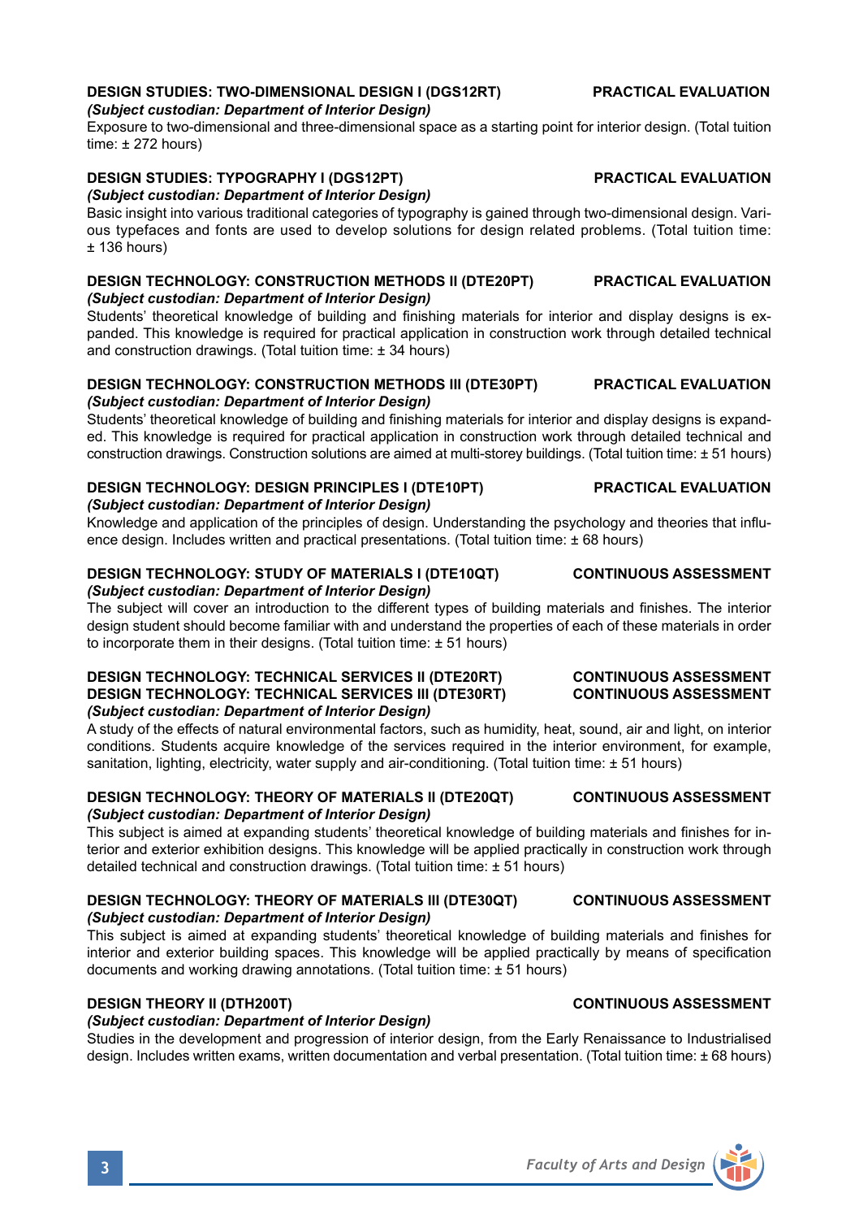**DESIGN STUDIES: TWO-DIMENSIONAL DESIGN I (DGS12RT) PRACTICAL EVALUATION**
***(Subject custodian: Department of Interior Design)***
Exposure to two-dimensional and three-dimensional space as a starting point for interior design. (Total tuition time: ± 272 hours)

**DESIGN STUDIES: TYPOGRAPHY I (DGS12PT) PRACTICAL EVALUATION**
***(Subject custodian: Department of Interior Design)***
Basic insight into various traditional categories of typography is gained through two-dimensional design. Various typefaces and fonts are used to develop solutions for design related problems. (Total tuition time: ± 136 hours)

**DESIGN TECHNOLOGY: CONSTRUCTION METHODS II (DTE20PT) PRACTICAL EVALUATION**
***(Subject custodian: Department of Interior Design)***
Students' theoretical knowledge of building and finishing materials for interior and display designs is expanded. This knowledge is required for practical application in construction work through detailed technical and construction drawings. (Total tuition time: ± 34 hours)

**DESIGN TECHNOLOGY: CONSTRUCTION METHODS III (DTE30PT) PRACTICAL EVALUATION**
***(Subject custodian: Department of Interior Design)***
Students' theoretical knowledge of building and finishing materials for interior and display designs is expanded. This knowledge is required for practical application in construction work through detailed technical and construction drawings. Construction solutions are aimed at multi-storey buildings. (Total tuition time: ± 51 hours)

**DESIGN TECHNOLOGY: DESIGN PRINCIPLES I (DTE10PT) PRACTICAL EVALUATION**
***(Subject custodian: Department of Interior Design)***
Knowledge and application of the principles of design. Understanding the psychology and theories that influence design. Includes written and practical presentations. (Total tuition time: ± 68 hours)

**DESIGN TECHNOLOGY: STUDY OF MATERIALS I (DTE10QT) CONTINUOUS ASSESSMENT**
***(Subject custodian: Department of Interior Design)***
The subject will cover an introduction to the different types of building materials and finishes. The interior design student should become familiar with and understand the properties of each of these materials in order to incorporate them in their designs. (Total tuition time: ± 51 hours)

**DESIGN TECHNOLOGY: TECHNICAL SERVICES II (DTE20RT) CONTINUOUS ASSESSMENT**
**DESIGN TECHNOLOGY: TECHNICAL SERVICES III (DTE30RT) CONTINUOUS ASSESSMENT**
***(Subject custodian: Department of Interior Design)***
A study of the effects of natural environmental factors, such as humidity, heat, sound, air and light, on interior conditions. Students acquire knowledge of the services required in the interior environment, for example, sanitation, lighting, electricity, water supply and air-conditioning. (Total tuition time: ± 51 hours)

**DESIGN TECHNOLOGY: THEORY OF MATERIALS II (DTE20QT) CONTINUOUS ASSESSMENT**
***(Subject custodian: Department of Interior Design)***
This subject is aimed at expanding students' theoretical knowledge of building materials and finishes for interior and exterior exhibition designs. This knowledge will be applied practically in construction work through detailed technical and construction drawings. (Total tuition time: ± 51 hours)

**DESIGN TECHNOLOGY: THEORY OF MATERIALS III (DTE30QT) CONTINUOUS ASSESSMENT**
***(Subject custodian: Department of Interior Design)***
This subject is aimed at expanding students' theoretical knowledge of building materials and finishes for interior and exterior building spaces. This knowledge will be applied practically by means of specification documents and working drawing annotations. (Total tuition time: ± 51 hours)

**DESIGN THEORY II (DTH200T) CONTINUOUS ASSESSMENT**
***(Subject custodian: Department of Interior Design)***
Studies in the development and progression of interior design, from the Early Renaissance to Industrialised design. Includes written exams, written documentation and verbal presentation. (Total tuition time: ± 68 hours)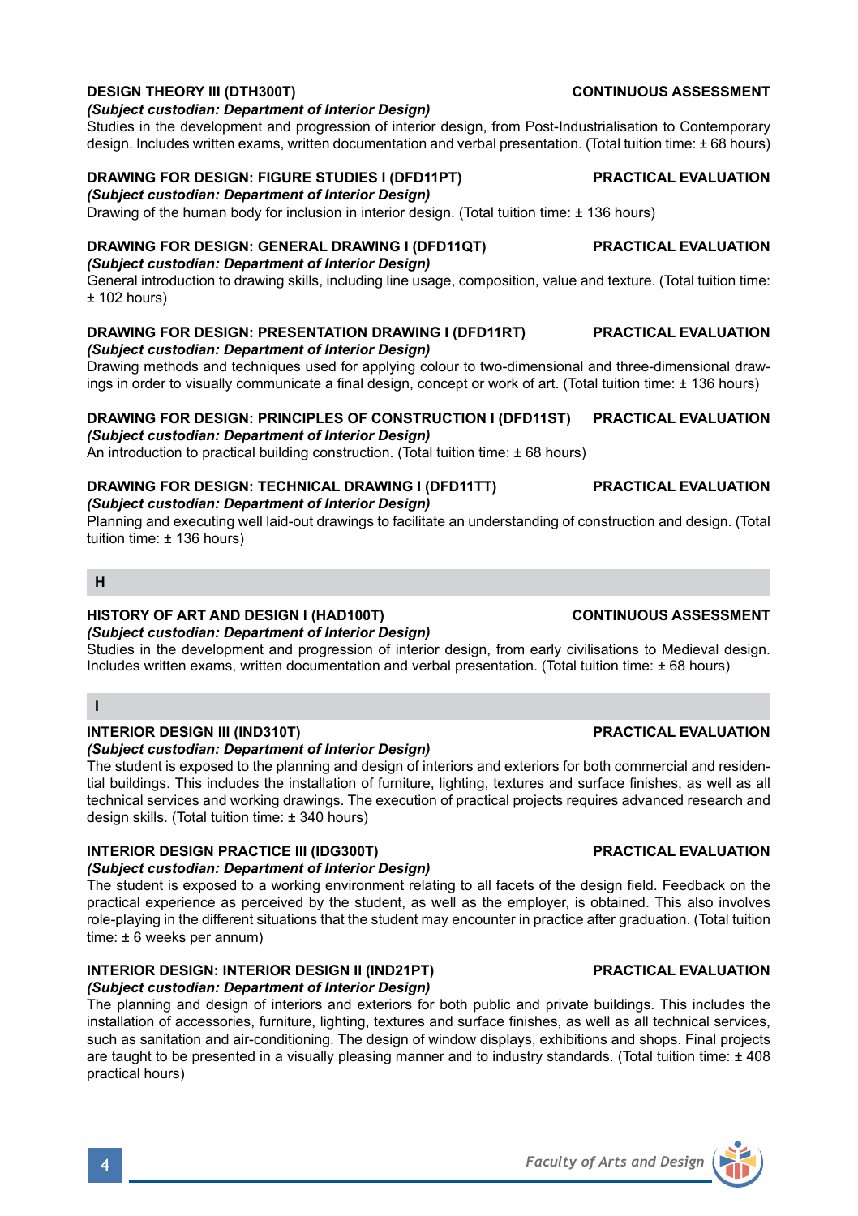**DESIGN THEORY III (DTH300T)** **CONTINUOUS ASSESSMENT**

***(Subject custodian: Department of Interior Design)***

Studies in the development and progression of interior design, from Post-Industrialisation to Contemporary design. Includes written exams, written documentation and verbal presentation. (Total tuition time: ± 68 hours)

**DRAWING FOR DESIGN: FIGURE STUDIES I (DFD11PT)** **PRACTICAL EVALUATION**

***(Subject custodian: Department of Interior Design)***

Drawing of the human body for inclusion in interior design. (Total tuition time: ± 136 hours)

**DRAWING FOR DESIGN: GENERAL DRAWING I (DFD11QT)** **PRACTICAL EVALUATION**

***(Subject custodian: Department of Interior Design)***

General introduction to drawing skills, including line usage, composition, value and texture. (Total tuition time: ± 102 hours)

**DRAWING FOR DESIGN: PRESENTATION DRAWING I (DFD11RT)** **PRACTICAL EVALUATION**

***(Subject custodian: Department of Interior Design)***

Drawing methods and techniques used for applying colour to two-dimensional and three-dimensional drawings in order to visually communicate a final design, concept or work of art. (Total tuition time: ± 136 hours)

**DRAWING FOR DESIGN: PRINCIPLES OF CONSTRUCTION I (DFD11ST)** **PRACTICAL EVALUATION**

***(Subject custodian: Department of Interior Design)***

An introduction to practical building construction. (Total tuition time: ± 68 hours)

**DRAWING FOR DESIGN: TECHNICAL DRAWING I (DFD11TT)** **PRACTICAL EVALUATION**

***(Subject custodian: Department of Interior Design)***

Planning and executing well laid-out drawings to facilitate an understanding of construction and design. (Total tuition time: ± 136 hours)

## H

**HISTORY OF ART AND DESIGN I (HAD100T)** **CONTINUOUS ASSESSMENT**

***(Subject custodian: Department of Interior Design)***

Studies in the development and progression of interior design, from early civilisations to Medieval design. Includes written exams, written documentation and verbal presentation. (Total tuition time: ± 68 hours)

## I

**INTERIOR DESIGN III (IND310T)** **PRACTICAL EVALUATION**

***(Subject custodian: Department of Interior Design)***

The student is exposed to the planning and design of interiors and exteriors for both commercial and residential buildings. This includes the installation of furniture, lighting, textures and surface finishes, as well as all technical services and working drawings. The execution of practical projects requires advanced research and design skills. (Total tuition time: ± 340 hours)

**INTERIOR DESIGN PRACTICE III (IDG300T)** **PRACTICAL EVALUATION**

***(Subject custodian: Department of Interior Design)***

The student is exposed to a working environment relating to all facets of the design field. Feedback on the practical experience as perceived by the student, as well as the employer, is obtained. This also involves role-playing in the different situations that the student may encounter in practice after graduation. (Total tuition time: ± 6 weeks per annum)

**INTERIOR DESIGN: INTERIOR DESIGN II (IND21PT)** **PRACTICAL EVALUATION**

***(Subject custodian: Department of Interior Design)***

The planning and design of interiors and exteriors for both public and private buildings. This includes the installation of accessories, furniture, lighting, textures and surface finishes, as well as all technical services, such as sanitation and air-conditioning. The design of window displays, exhibitions and shops. Final projects are taught to be presented in a visually pleasing manner and to industry standards. (Total tuition time: ± 408 practical hours)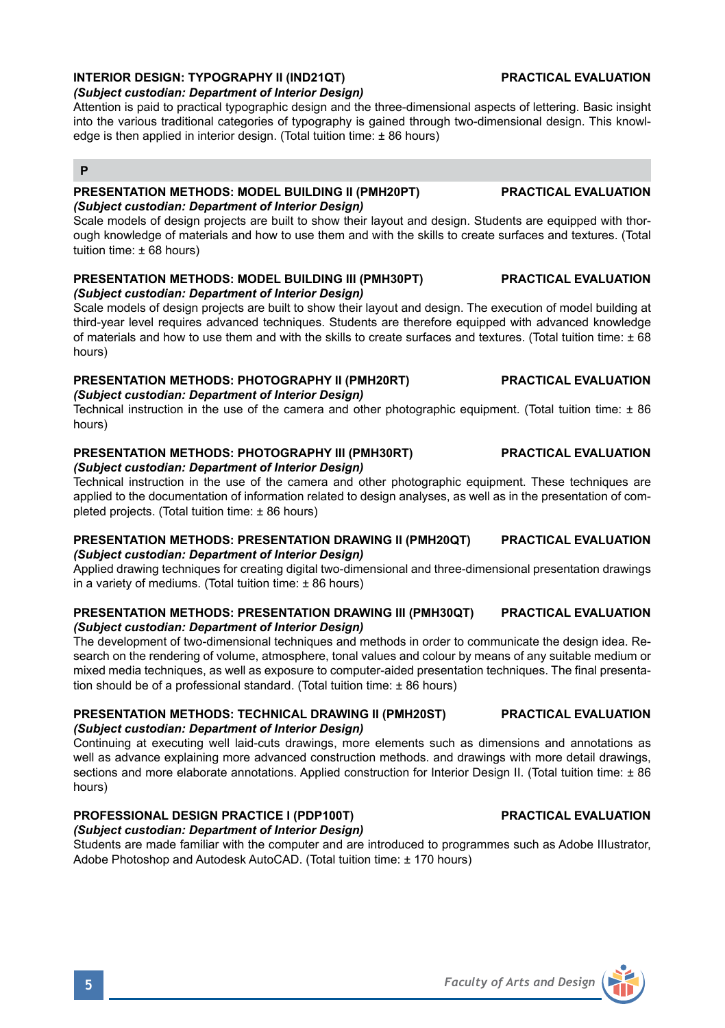**INTERIOR DESIGN: TYPOGRAPHY II (IND21QT)** **PRACTICAL EVALUATION**
***(Subject custodian: Department of Interior Design)***
Attention is paid to practical typographic design and the three-dimensional aspects of lettering. Basic insight into the various traditional categories of typography is gained through two-dimensional design. This knowledge is then applied in interior design. (Total tuition time: ± 86 hours)

## P

**PRESENTATION METHODS: MODEL BUILDING II (PMH20PT)** **PRACTICAL EVALUATION**
***(Subject custodian: Department of Interior Design)***
Scale models of design projects are built to show their layout and design. Students are equipped with thorough knowledge of materials and how to use them and with the skills to create surfaces and textures. (Total tuition time: ± 68 hours)

**PRESENTATION METHODS: MODEL BUILDING III (PMH30PT)** **PRACTICAL EVALUATION**
***(Subject custodian: Department of Interior Design)***
Scale models of design projects are built to show their layout and design. The execution of model building at third-year level requires advanced techniques. Students are therefore equipped with advanced knowledge of materials and how to use them and with the skills to create surfaces and textures. (Total tuition time: ± 68 hours)

**PRESENTATION METHODS: PHOTOGRAPHY II (PMH20RT)** **PRACTICAL EVALUATION**
***(Subject custodian: Department of Interior Design)***
Technical instruction in the use of the camera and other photographic equipment. (Total tuition time: ± 86 hours)

**PRESENTATION METHODS: PHOTOGRAPHY III (PMH30RT)** **PRACTICAL EVALUATION**
***(Subject custodian: Department of Interior Design)***
Technical instruction in the use of the camera and other photographic equipment. These techniques are applied to the documentation of information related to design analyses, as well as in the presentation of completed projects. (Total tuition time: ± 86 hours)

**PRESENTATION METHODS: PRESENTATION DRAWING II (PMH20QT)** **PRACTICAL EVALUATION**
***(Subject custodian: Department of Interior Design)***
Applied drawing techniques for creating digital two-dimensional and three-dimensional presentation drawings in a variety of mediums. (Total tuition time: ± 86 hours)

**PRESENTATION METHODS: PRESENTATION DRAWING III (PMH30QT)** **PRACTICAL EVALUATION**
***(Subject custodian: Department of Interior Design)***
The development of two-dimensional techniques and methods in order to communicate the design idea. Research on the rendering of volume, atmosphere, tonal values and colour by means of any suitable medium or mixed media techniques, as well as exposure to computer-aided presentation techniques. The final presentation should be of a professional standard. (Total tuition time: ± 86 hours)

**PRESENTATION METHODS: TECHNICAL DRAWING II (PMH20ST)** **PRACTICAL EVALUATION**
***(Subject custodian: Department of Interior Design)***
Continuing at executing well laid-cuts drawings, more elements such as dimensions and annotations as well as advance explaining more advanced construction methods. and drawings with more detail drawings, sections and more elaborate annotations. Applied construction for Interior Design II. (Total tuition time: ± 86 hours)

**PROFESSIONAL DESIGN PRACTICE I (PDP100T)** **PRACTICAL EVALUATION**
***(Subject custodian: Department of Interior Design)***
Students are made familiar with the computer and are introduced to programmes such as Adobe Illustrator, Adobe Photoshop and Autodesk AutoCAD. (Total tuition time: ± 170 hours)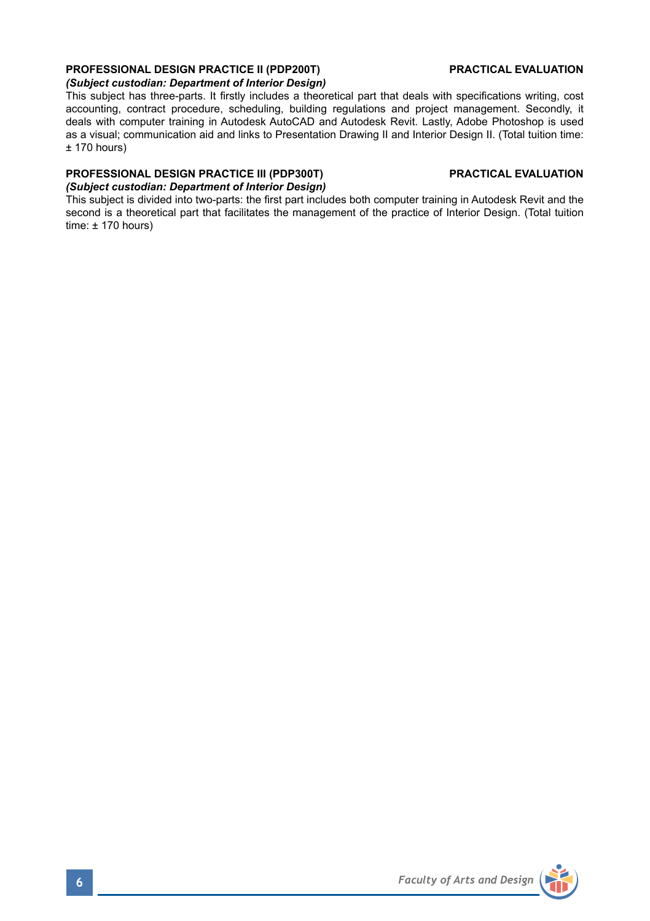**PROFESSIONAL DESIGN PRACTICE II (PDP200T)** **PRACTICAL EVALUATION**
***(Subject custodian: Department of Interior Design)***

This subject has three-parts. It firstly includes a theoretical part that deals with specifications writing, cost accounting, contract procedure, scheduling, building regulations and project management. Secondly, it deals with computer training in Autodesk AutoCAD and Autodesk Revit. Lastly, Adobe Photoshop is used as a visual; communication aid and links to Presentation Drawing II and Interior Design II. (Total tuition time: ± 170 hours)

**PROFESSIONAL DESIGN PRACTICE III (PDP300T)** **PRACTICAL EVALUATION**
***(Subject custodian: Department of Interior Design)***

This subject is divided into two-parts: the first part includes both computer training in Autodesk Revit and the second is a theoretical part that facilitates the management of the practice of Interior Design. (Total tuition time: ± 170 hours)